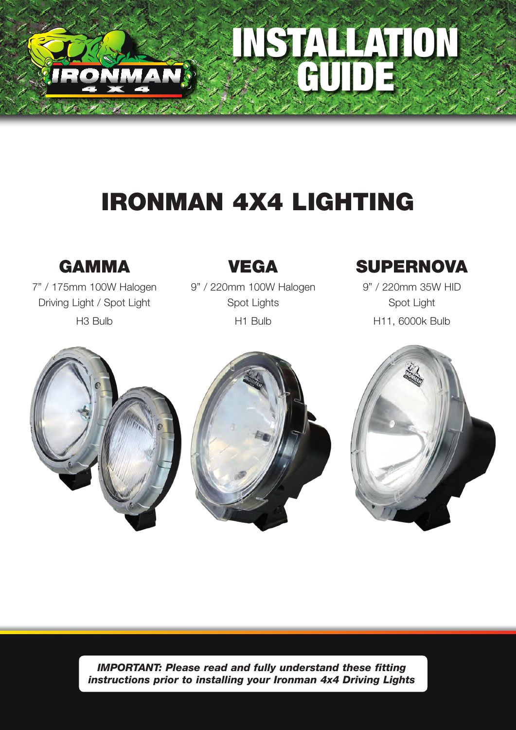# INSTALLATION GUIDE

## IRONMAN 4X4 LIGHTING

### GAMMA

7" / 175mm 100W Halogen
Driving Light / Spot Light
H3 Bulb

### VEGA

9" / 220mm 100W Halogen
Spot Lights
H1 Bulb

### SUPERNOVA

9" / 220mm 35W HID
Spot Light
H11, 6000k Bulb

***IMPORTANT: Please read and fully understand these fitting instructions prior to installing your Ironman 4x4 Driving Lights***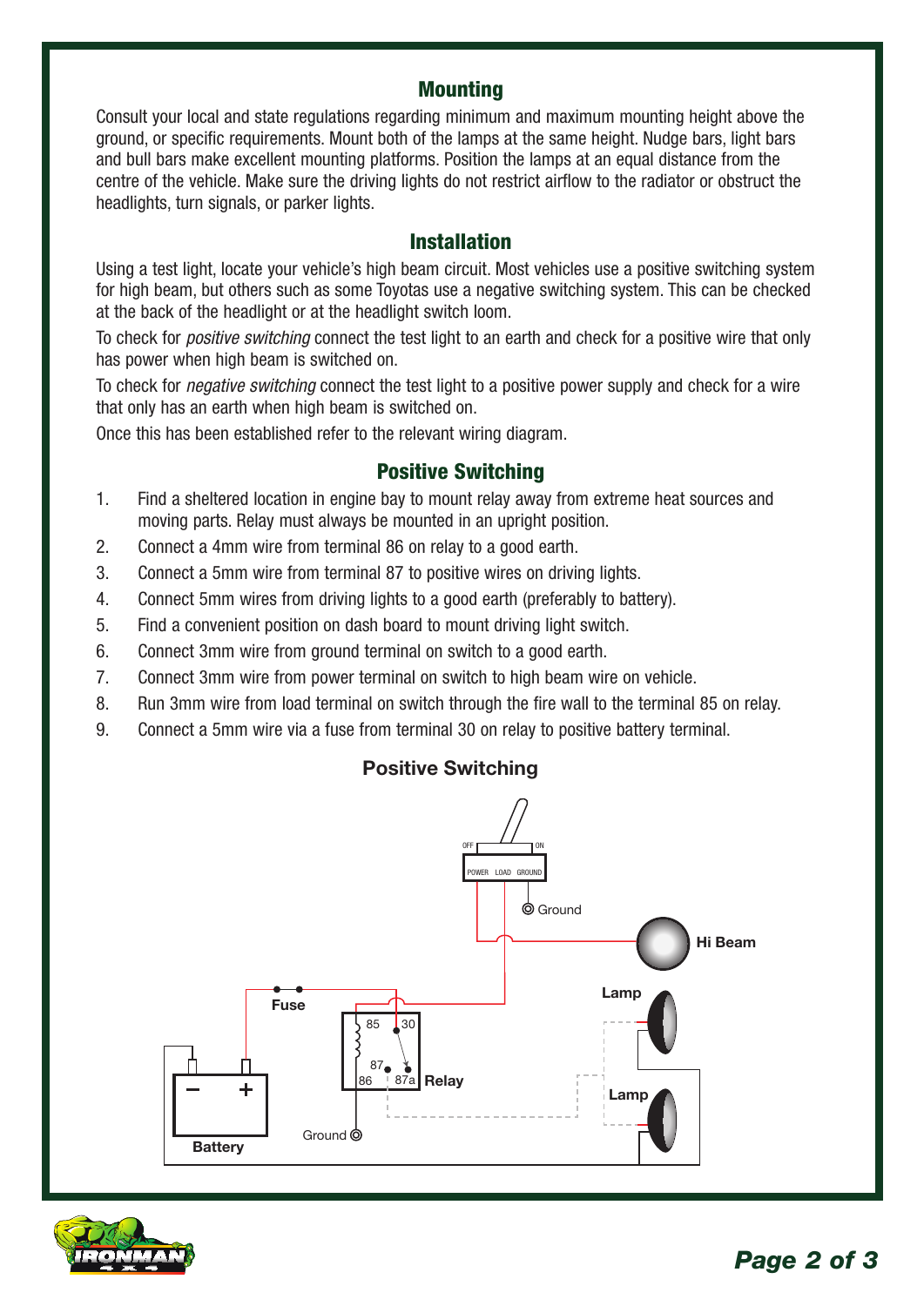## Mounting

Consult your local and state regulations regarding minimum and maximum mounting height above the ground, or specific requirements. Mount both of the lamps at the same height. Nudge bars, light bars and bull bars make excellent mounting platforms. Position the lamps at an equal distance from the centre of the vehicle. Make sure the driving lights do not restrict airflow to the radiator or obstruct the headlights, turn signals, or parker lights.

## Installation

Using a test light, locate your vehicle's high beam circuit. Most vehicles use a positive switching system for high beam, but others such as some Toyotas use a negative switching system. This can be checked at the back of the headlight or at the headlight switch loom.

To check for *positive switching* connect the test light to an earth and check for a positive wire that only has power when high beam is switched on.

To check for *negative switching* connect the test light to a positive power supply and check for a wire that only has an earth when high beam is switched on.

Once this has been established refer to the relevant wiring diagram.

## Positive Switching

1. Find a sheltered location in engine bay to mount relay away from extreme heat sources and moving parts. Relay must always be mounted in an upright position.
2. Connect a 4mm wire from terminal 86 on relay to a good earth.
3. Connect a 5mm wire from terminal 87 to positive wires on driving lights.
4. Connect 5mm wires from driving lights to a good earth (preferably to battery).
5. Find a convenient position on dash board to mount driving light switch.
6. Connect 3mm wire from ground terminal on switch to a good earth.
7. Connect 3mm wire from power terminal on switch to high beam wire on vehicle.
8. Run 3mm wire from load terminal on switch through the fire wall to the terminal 85 on relay.
9. Connect a 5mm wire via a fuse from terminal 30 on relay to positive battery terminal.

**Positive Switching**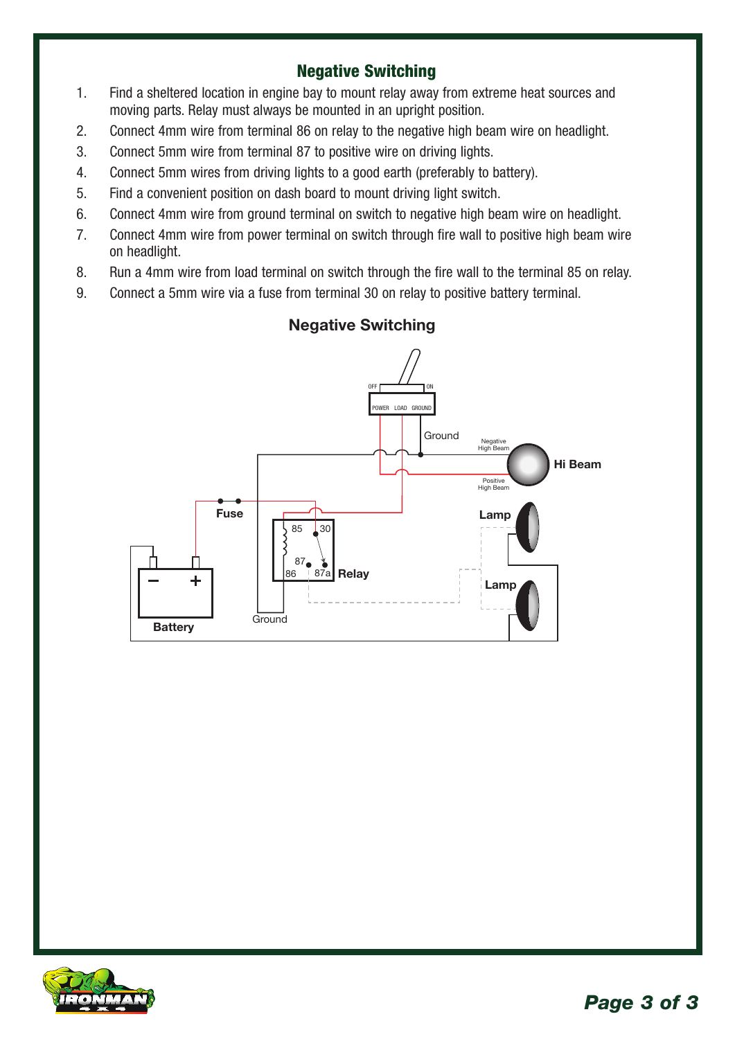## Negative Switching

1. Find a sheltered location in engine bay to mount relay away from extreme heat sources and moving parts. Relay must always be mounted in an upright position.
2. Connect 4mm wire from terminal 86 on relay to the negative high beam wire on headlight.
3. Connect 5mm wire from terminal 87 to positive wire on driving lights.
4. Connect 5mm wires from driving lights to a good earth (preferably to battery).
5. Find a convenient position on dash board to mount driving light switch.
6. Connect 4mm wire from ground terminal on switch to negative high beam wire on headlight.
7. Connect 4mm wire from power terminal on switch through fire wall to positive high beam wire on headlight.
8. Run a 4mm wire from load terminal on switch through the fire wall to the terminal 85 on relay.
9. Connect a 5mm wire via a fuse from terminal 30 on relay to positive battery terminal.

### Negative Switching

OFF
ON
POWER
LOAD
GROUND
Ground
Negative High Beam
Hi Beam
Positive High Beam
Fuse
Lamp
85
30
87
86
87a
Relay
Lamp
Battery
Ground